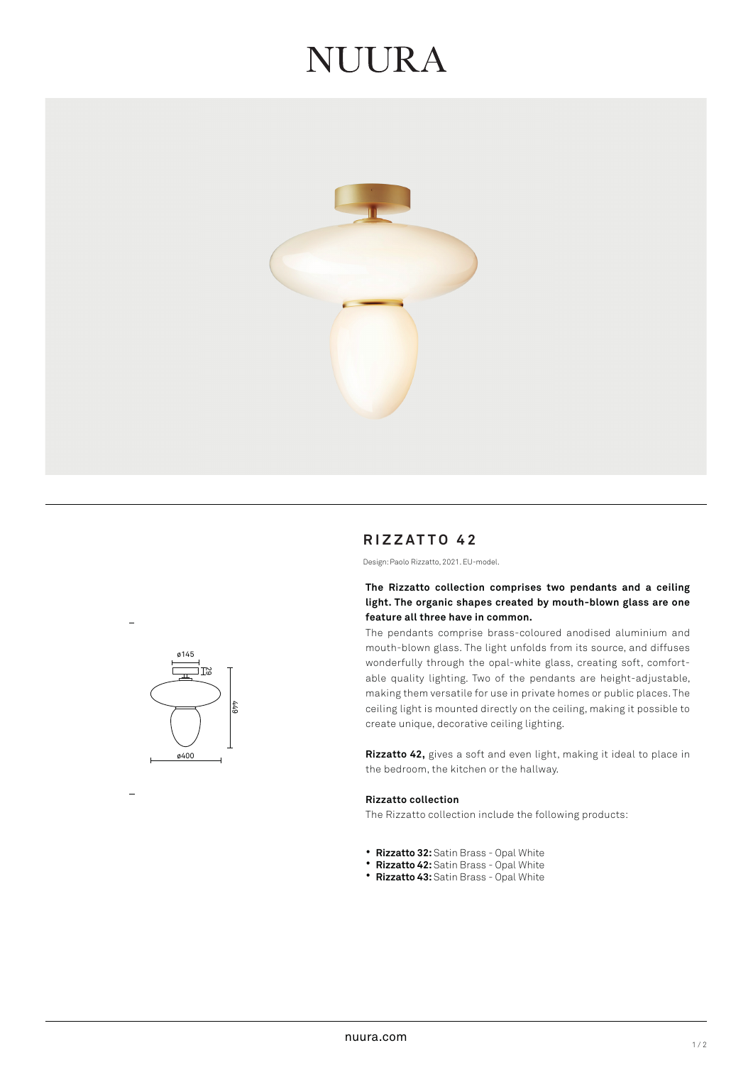# NUURA

## RIZZATTO 42

Design: Paolo Rizzatto, 2021. EU-model.

**The Rizzatto collection comprises two pendants and a ceiling light. The organic shapes created by mouth-blown glass are one feature all three have in common.**

The pendants comprise brass-coloured anodised aluminium and mouth-blown glass. The light unfolds from its source, and diffuses wonderfully through the opal-white glass, creating soft, comfortable quality lighting. Two of the pendants are height-adjustable, making them versatile for use in private homes or public places. The ceiling light is mounted directly on the ceiling, making it possible to create unique, decorative ceiling lighting.

**Rizzatto 42,** gives a soft and even light, making it ideal to place in the bedroom, the kitchen or the hallway.

**Rizzatto collection**

The Rizzatto collection include the following products:

- **Rizzatto 32:** Satin Brass - Opal White
- **Rizzatto 42:** Satin Brass - Opal White
- **Rizzatto 43:** Satin Brass - Opal White

nuura.com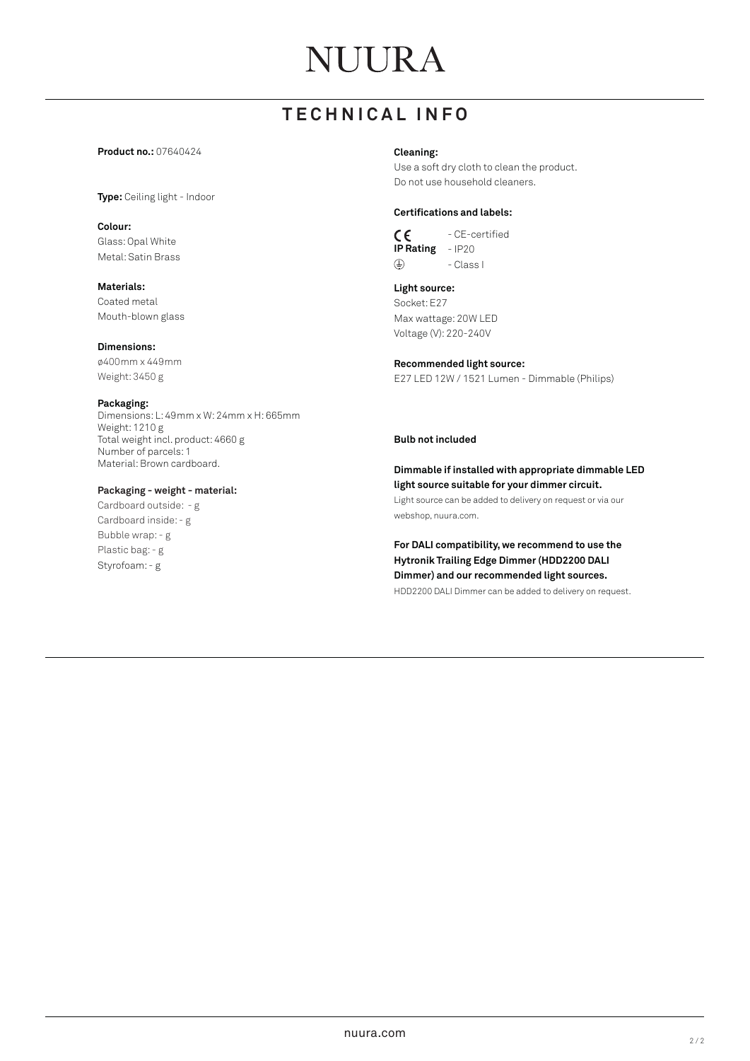# NUURA

## TECHNICAL INFO

**Product no.:** 07640424

**Type:** Ceiling light - Indoor

**Colour:**
Glass: Opal White
Metal: Satin Brass

**Materials:**
Coated metal
Mouth-blown glass

**Dimensions:**
ø400mm x 449mm
Weight: 3450 g

**Packaging:**
Dimensions: L: 49mm x W: 24mm x H: 665mm
Weight: 1210 g
Total weight incl. product: 4660 g
Number of parcels: 1
Material: Brown cardboard.

**Packaging - weight - material:**
Cardboard outside: - g
Cardboard inside: - g
Bubble wrap: - g
Plastic bag: - g
Styrofoam: - g

**Cleaning:**
Use a soft dry cloth to clean the product.
Do not use household cleaners.

**Certifications and labels:**

CE - CE-certified
**IP Rating** - IP20
⏚ - Class I

**Light source:**
Socket: E27
Max wattage: 20W LED
Voltage (V): 220-240V

**Recommended light source:**
E27 LED 12W / 1521 Lumen - Dimmable (Philips)

**Bulb not included**

**Dimmable if installed with appropriate dimmable LED light source suitable for your dimmer circuit.**
Light source can be added to delivery on request or via our webshop, nuura.com.

**For DALI compatibility, we recommend to use the Hytronik Trailing Edge Dimmer (HDD2200 DALI Dimmer) and our recommended light sources.**
HDD2200 DALI Dimmer can be added to delivery on request.

nuura.com